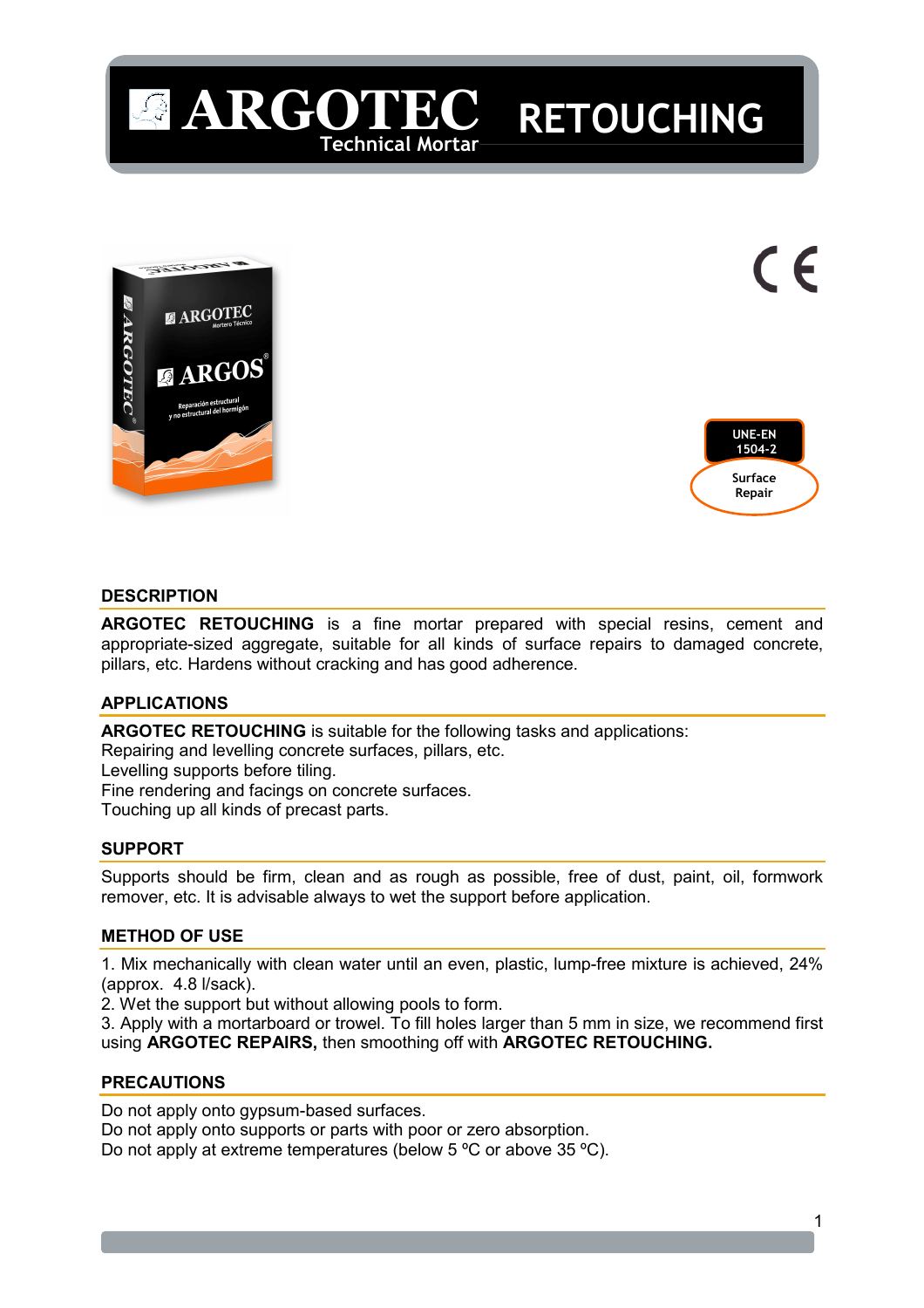# ARGOTEC Technical Mortar RETOUCHING

UNE-EN 1504-2

Surface Repair

## DESCRIPTION

**ARGOTEC RETOUCHING** is a fine mortar prepared with special resins, cement and appropriate-sized aggregate, suitable for all kinds of surface repairs to damaged concrete, pillars, etc. Hardens without cracking and has good adherence.

## APPLICATIONS

**ARGOTEC RETOUCHING** is suitable for the following tasks and applications:
Repairing and levelling concrete surfaces, pillars, etc.
Levelling supports before tiling.
Fine rendering and facings on concrete surfaces.
Touching up all kinds of precast parts.

## SUPPORT

Supports should be firm, clean and as rough as possible, free of dust, paint, oil, formwork remover, etc. It is advisable always to wet the support before application.

## METHOD OF USE

1. Mix mechanically with clean water until an even, plastic, lump-free mixture is achieved, 24% (approx. 4.8 l/sack).
2. Wet the support but without allowing pools to form.
3. Apply with a mortarboard or trowel. To fill holes larger than 5 mm in size, we recommend first using **ARGOTEC REPAIRS,** then smoothing off with **ARGOTEC RETOUCHING.**

## PRECAUTIONS

Do not apply onto gypsum-based surfaces.
Do not apply onto supports or parts with poor or zero absorption.
Do not apply at extreme temperatures (below 5 ºC or above 35 ºC).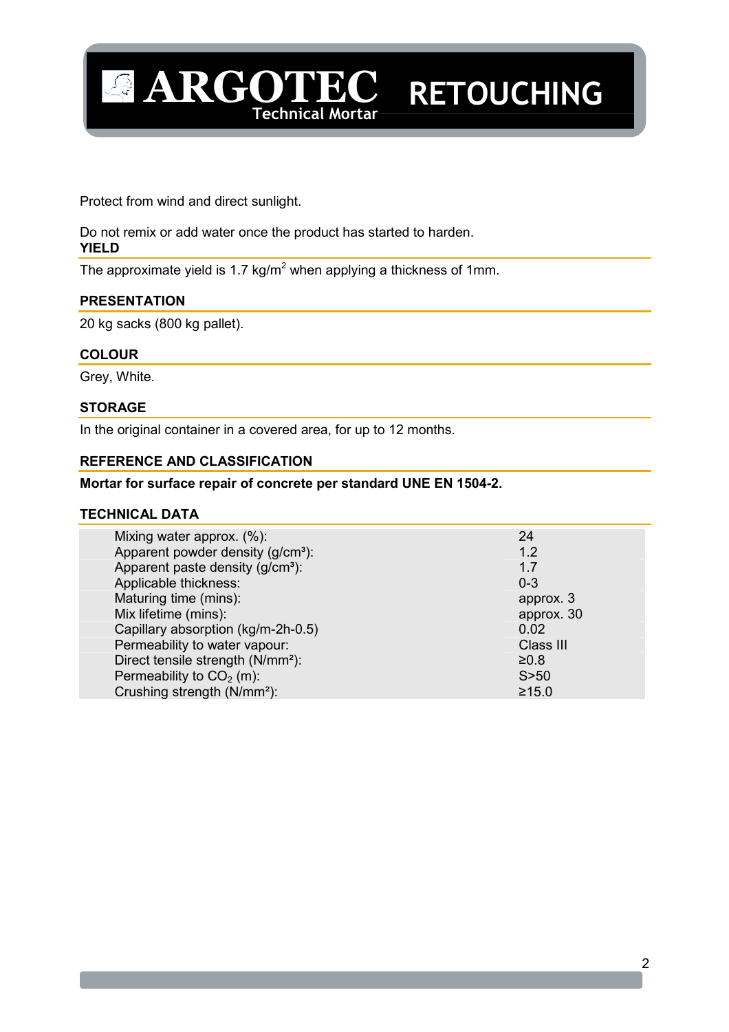Protect from wind and direct sunlight.

Do not remix or add water once the product has started to harden.

## YIELD

The approximate yield is 1.7 kg/m$^2$ when applying a thickness of 1mm.

## PRESENTATION

20 kg sacks (800 kg pallet).

## COLOUR

Grey, White.

## STORAGE

In the original container in a covered area, for up to 12 months.

## REFERENCE AND CLASSIFICATION

**Mortar for surface repair of concrete per standard UNE EN 1504-2.**

## TECHNICAL DATA

| | |
|---|---|
| Mixing water approx. (%): | 24 |
| Apparent powder density (g/cm³): | 1.2 |
| Apparent paste density (g/cm³): | 1.7 |
| Applicable thickness: | 0-3 |
| Maturing time (mins): | approx. 3 |
| Mix lifetime (mins): | approx. 30 |
| Capillary absorption (kg/m-2h-0.5) | 0.02 |
| Permeability to water vapour: | Class III |
| Direct tensile strength (N/mm²): | ≥0.8 |
| Permeability to $CO_2$ (m): | S>50 |
| Crushing strength (N/mm²): | ≥15.0 |